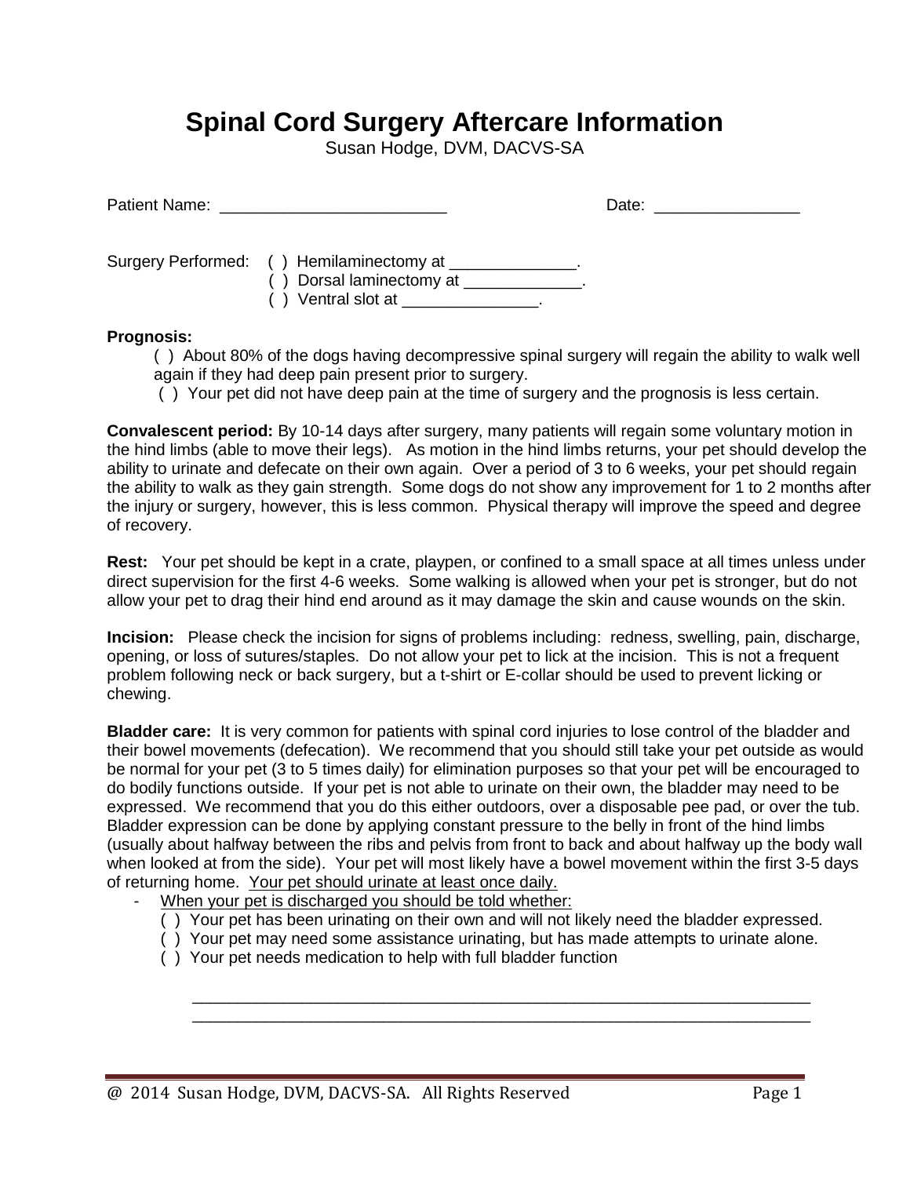# Spinal Cord Surgery Aftercare Information

Susan Hodge, DVM, DACVS-SA

Patient Name: ________________________ Date: ________________

Surgery Performed: ( ) Hemilaminectomy at ______________.
( ) Dorsal laminectomy at _____________.
( ) Ventral slot at _______________.

**Prognosis:**

( ) About 80% of the dogs having decompressive spinal surgery will regain the ability to walk well again if they had deep pain present prior to surgery.
( ) Your pet did not have deep pain at the time of surgery and the prognosis is less certain.

**Convalescent period:** By 10-14 days after surgery, many patients will regain some voluntary motion in the hind limbs (able to move their legs). As motion in the hind limbs returns, your pet should develop the ability to urinate and defecate on their own again. Over a period of 3 to 6 weeks, your pet should regain the ability to walk as they gain strength. Some dogs do not show any improvement for 1 to 2 months after the injury or surgery, however, this is less common. Physical therapy will improve the speed and degree of recovery.

**Rest:** Your pet should be kept in a crate, playpen, or confined to a small space at all times unless under direct supervision for the first 4-6 weeks. Some walking is allowed when your pet is stronger, but do not allow your pet to drag their hind end around as it may damage the skin and cause wounds on the skin.

**Incision:** Please check the incision for signs of problems including: redness, swelling, pain, discharge, opening, or loss of sutures/staples. Do not allow your pet to lick at the incision. This is not a frequent problem following neck or back surgery, but a t-shirt or E-collar should be used to prevent licking or chewing.

**Bladder care:** It is very common for patients with spinal cord injuries to lose control of the bladder and their bowel movements (defecation). We recommend that you should still take your pet outside as would be normal for your pet (3 to 5 times daily) for elimination purposes so that your pet will be encouraged to do bodily functions outside. If your pet is not able to urinate on their own, the bladder may need to be expressed. We recommend that you do this either outdoors, over a disposable pee pad, or over the tub. Bladder expression can be done by applying constant pressure to the belly in front of the hind limbs (usually about halfway between the ribs and pelvis from front to back and about halfway up the body wall when looked at from the side). Your pet will most likely have a bowel movement within the first 3-5 days of returning home. <u>Your pet should urinate at least once daily.</u>

- <u>When your pet is discharged you should be told whether:</u>
  ( ) Your pet has been urinating on their own and will not likely need the bladder expressed.
  ( ) Your pet may need some assistance urinating, but has made attempts to urinate alone.
  ( ) Your pet needs medication to help with full bladder function

  ______________________________________________________________________
  ______________________________________________________________________

@ 2014 Susan Hodge, DVM, DACVS-SA. All Rights Reserved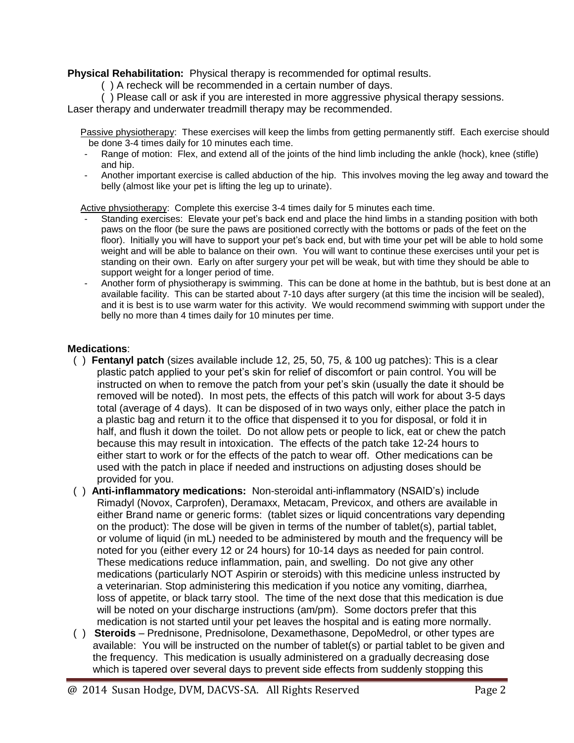**Physical Rehabilitation:** Physical therapy is recommended for optimal results.

( ) A recheck will be recommended in a certain number of days.

( ) Please call or ask if you are interested in more aggressive physical therapy sessions.

Laser therapy and underwater treadmill therapy may be recommended.

Passive physiotherapy: These exercises will keep the limbs from getting permanently stiff. Each exercise should be done 3-4 times daily for 10 minutes each time.

- Range of motion: Flex, and extend all of the joints of the hind limb including the ankle (hock), knee (stifle) and hip.
- Another important exercise is called abduction of the hip. This involves moving the leg away and toward the belly (almost like your pet is lifting the leg up to urinate).

Active physiotherapy: Complete this exercise 3-4 times daily for 5 minutes each time.

- Standing exercises: Elevate your pet's back end and place the hind limbs in a standing position with both paws on the floor (be sure the paws are positioned correctly with the bottoms or pads of the feet on the floor). Initially you will have to support your pet's back end, but with time your pet will be able to hold some weight and will be able to balance on their own. You will want to continue these exercises until your pet is standing on their own. Early on after surgery your pet will be weak, but with time they should be able to support weight for a longer period of time.
- Another form of physiotherapy is swimming. This can be done at home in the bathtub, but is best done at an available facility. This can be started about 7-10 days after surgery (at this time the incision will be sealed), and it is best is to use warm water for this activity. We would recommend swimming with support under the belly no more than 4 times daily for 10 minutes per time.

**Medications**:

( ) **Fentanyl patch** (sizes available include 12, 25, 50, 75, & 100 ug patches): This is a clear plastic patch applied to your pet's skin for relief of discomfort or pain control. You will be instructed on when to remove the patch from your pet's skin (usually the date it should be removed will be noted). In most pets, the effects of this patch will work for about 3-5 days total (average of 4 days). It can be disposed of in two ways only, either place the patch in a plastic bag and return it to the office that dispensed it to you for disposal, or fold it in half, and flush it down the toilet. Do not allow pets or people to lick, eat or chew the patch because this may result in intoxication. The effects of the patch take 12-24 hours to either start to work or for the effects of the patch to wear off. Other medications can be used with the patch in place if needed and instructions on adjusting doses should be provided for you.

( ) **Anti-inflammatory medications:** Non-steroidal anti-inflammatory (NSAID's) include Rimadyl (Novox, Carprofen), Deramaxx, Metacam, Previcox, and others are available in either Brand name or generic forms: (tablet sizes or liquid concentrations vary depending on the product): The dose will be given in terms of the number of tablet(s), partial tablet, or volume of liquid (in mL) needed to be administered by mouth and the frequency will be noted for you (either every 12 or 24 hours) for 10-14 days as needed for pain control. These medications reduce inflammation, pain, and swelling. Do not give any other medications (particularly NOT Aspirin or steroids) with this medicine unless instructed by a veterinarian. Stop administering this medication if you notice any vomiting, diarrhea, loss of appetite, or black tarry stool. The time of the next dose that this medication is due will be noted on your discharge instructions (am/pm). Some doctors prefer that this medication is not started until your pet leaves the hospital and is eating more normally.

( ) **Steroids** – Prednisone, Prednisolone, Dexamethasone, DepoMedrol, or other types are available: You will be instructed on the number of tablet(s) or partial tablet to be given and the frequency. This medication is usually administered on a gradually decreasing dose which is tapered over several days to prevent side effects from suddenly stopping this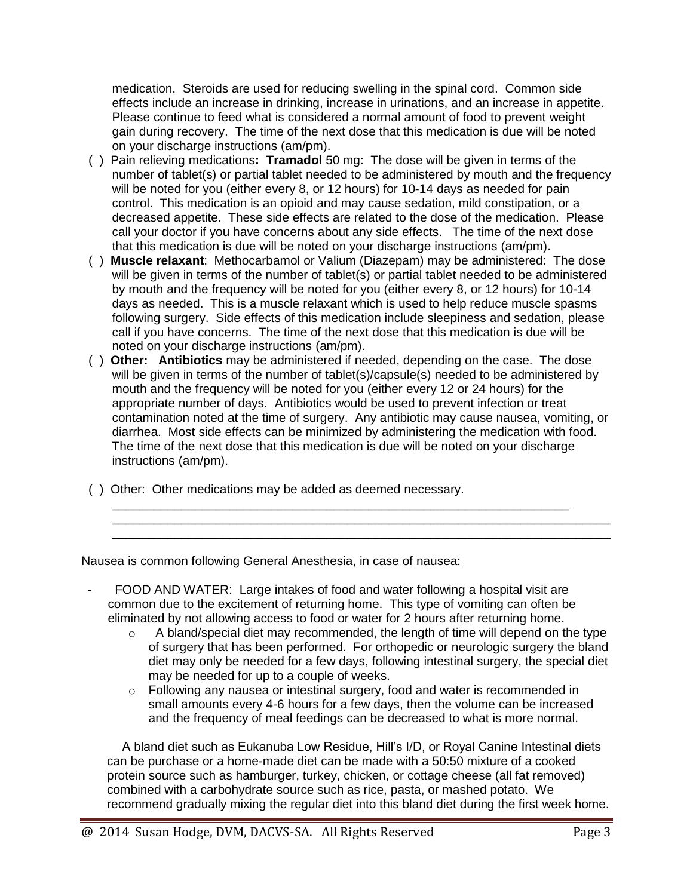medication. Steroids are used for reducing swelling in the spinal cord. Common side effects include an increase in drinking, increase in urinations, and an increase in appetite. Please continue to feed what is considered a normal amount of food to prevent weight gain during recovery. The time of the next dose that this medication is due will be noted on your discharge instructions (am/pm).

( ) Pain relieving medications**: Tramadol** 50 mg: The dose will be given in terms of the number of tablet(s) or partial tablet needed to be administered by mouth and the frequency will be noted for you (either every 8, or 12 hours) for 10-14 days as needed for pain control. This medication is an opioid and may cause sedation, mild constipation, or a decreased appetite. These side effects are related to the dose of the medication. Please call your doctor if you have concerns about any side effects. The time of the next dose that this medication is due will be noted on your discharge instructions (am/pm).

( ) **Muscle relaxant**: Methocarbamol or Valium (Diazepam) may be administered: The dose will be given in terms of the number of tablet(s) or partial tablet needed to be administered by mouth and the frequency will be noted for you (either every 8, or 12 hours) for 10-14 days as needed. This is a muscle relaxant which is used to help reduce muscle spasms following surgery. Side effects of this medication include sleepiness and sedation, please call if you have concerns. The time of the next dose that this medication is due will be noted on your discharge instructions (am/pm).

( ) **Other: Antibiotics** may be administered if needed, depending on the case. The dose will be given in terms of the number of tablet(s)/capsule(s) needed to be administered by mouth and the frequency will be noted for you (either every 12 or 24 hours) for the appropriate number of days. Antibiotics would be used to prevent infection or treat contamination noted at the time of surgery. Any antibiotic may cause nausea, vomiting, or diarrhea. Most side effects can be minimized by administering the medication with food. The time of the next dose that this medication is due will be noted on your discharge instructions (am/pm).

( ) Other: Other medications may be added as deemed necessary.

______________________________________________________________________
______________________________________________________________________
______________________________________________________________________

Nausea is common following General Anesthesia, in case of nausea:

- FOOD AND WATER: Large intakes of food and water following a hospital visit are common due to the excitement of returning home. This type of vomiting can often be eliminated by not allowing access to food or water for 2 hours after returning home.
    - A bland/special diet may recommended, the length of time will depend on the type of surgery that has been performed. For orthopedic or neurologic surgery the bland diet may only be needed for a few days, following intestinal surgery, the special diet may be needed for up to a couple of weeks.
    - Following any nausea or intestinal surgery, food and water is recommended in small amounts every 4-6 hours for a few days, then the volume can be increased and the frequency of meal feedings can be decreased to what is more normal.

A bland diet such as Eukanuba Low Residue, Hill's I/D, or Royal Canine Intestinal diets can be purchase or a home-made diet can be made with a 50:50 mixture of a cooked protein source such as hamburger, turkey, chicken, or cottage cheese (all fat removed) combined with a carbohydrate source such as rice, pasta, or mashed potato. We recommend gradually mixing the regular diet into this bland diet during the first week home.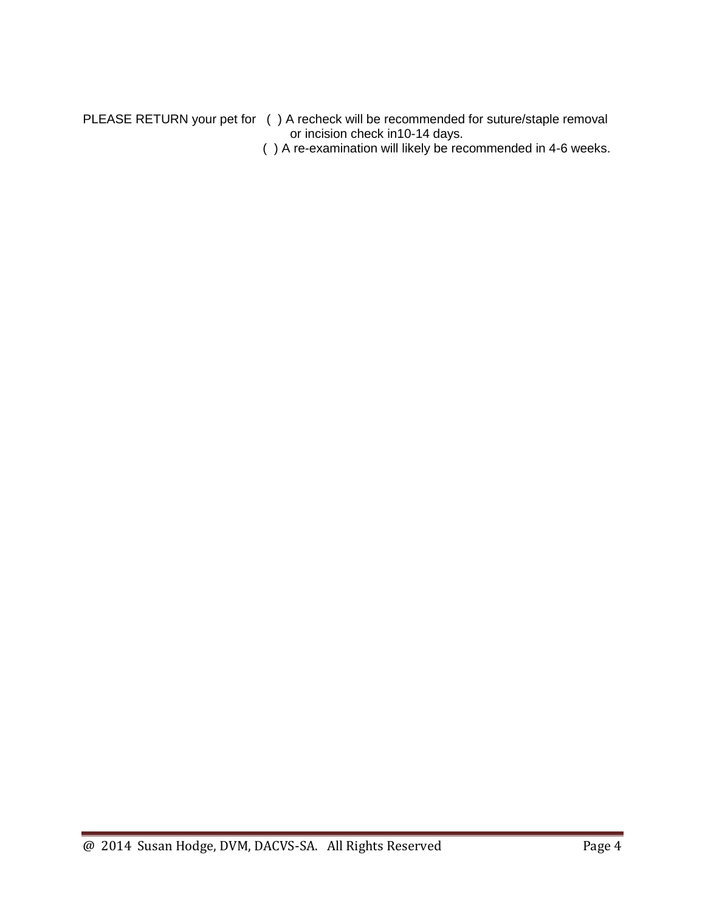PLEASE RETURN your pet for ( ) A recheck will be recommended for suture/staple removal or incision check in10-14 days.

( ) A re-examination will likely be recommended in 4-6 weeks.